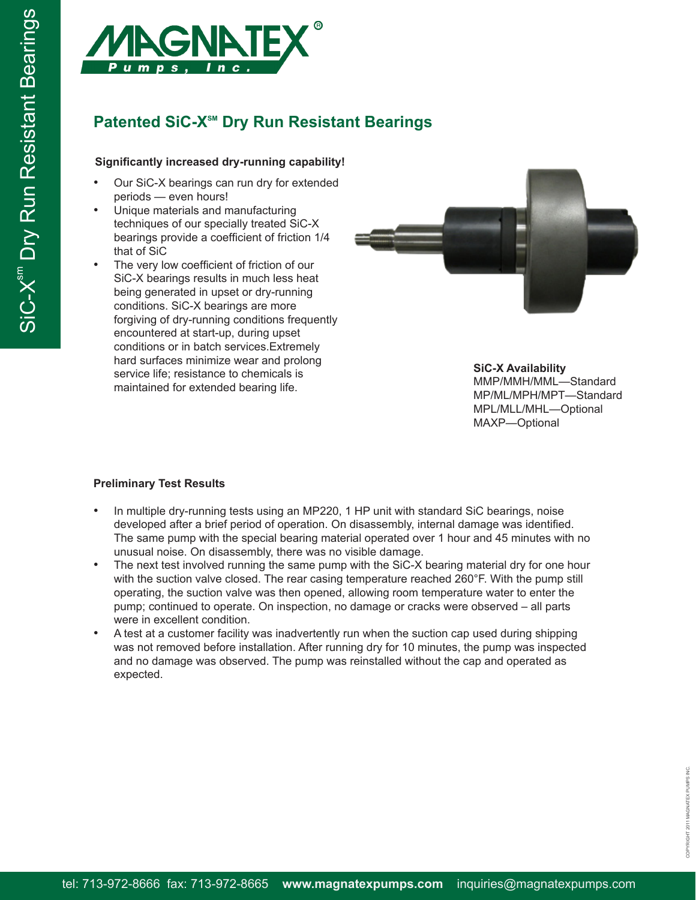# Patented SiC-X℠ Dry Run Resistant Bearings

**Significantly increased dry-running capability!**

- Our SiC-X bearings can run dry for extended periods — even hours!
- Unique materials and manufacturing techniques of our specially treated SiC-X bearings provide a coefficient of friction 1/4 that of SiC
- The very low coefficient of friction of our SiC-X bearings results in much less heat being generated in upset or dry-running conditions. SiC-X bearings are more forgiving of dry-running conditions frequently encountered at start-up, during upset conditions or in batch services.Extremely hard surfaces minimize wear and prolong service life; resistance to chemicals is maintained for extended bearing life.

**SiC-X Availability**
MMP/MMH/MML—Standard
MP/ML/MPH/MPT—Standard
MPL/MLL/MHL—Optional
MAXP—Optional

**Preliminary Test Results**

- In multiple dry-running tests using an MP220, 1 HP unit with standard SiC bearings, noise developed after a brief period of operation. On disassembly, internal damage was identified. The same pump with the special bearing material operated over 1 hour and 45 minutes with no unusual noise. On disassembly, there was no visible damage.
- The next test involved running the same pump with the SiC-X bearing material dry for one hour with the suction valve closed. The rear casing temperature reached 260°F. With the pump still operating, the suction valve was then opened, allowing room temperature water to enter the pump; continued to operate. On inspection, no damage or cracks were observed – all parts were in excellent condition.
- A test at a customer facility was inadvertently run when the suction cap used during shipping was not removed before installation. After running dry for 10 minutes, the pump was inspected and no damage was observed. The pump was reinstalled without the cap and operated as expected.

tel: 713-972-8666 fax: 713-972-8665 **www.magnatexpumps.com** inquiries@magnatexpumps.com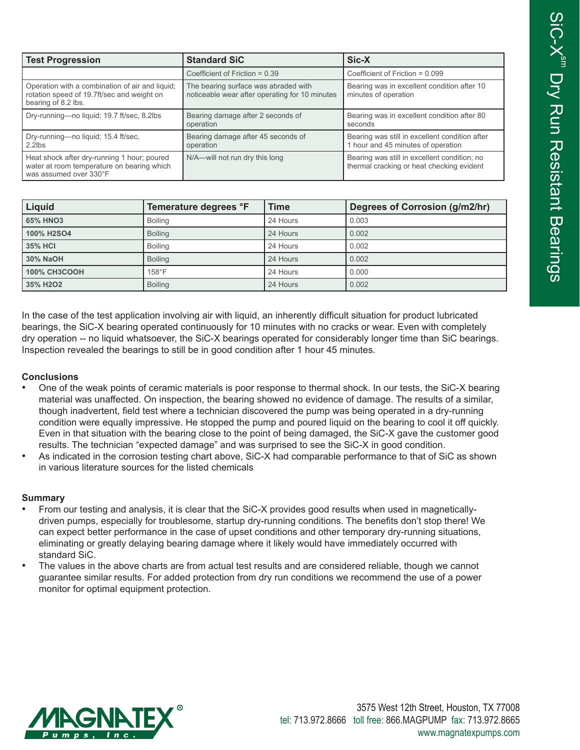| Test Progression | Standard SiC | Sic-X |
| --- | --- | --- |
| | Coefficient of Friction = 0.39 | Coefficient of Friction = 0.099 |
| Operation with a combination of air and liquid; rotation speed of 19.7ft/sec and weight on bearing of 8.2 lbs. | The bearing surface was abraded with noticeable wear after operating for 10 minutes | Bearing was in excellent condition after 10 minutes of operation |
| Dry-running—no liquid; 19.7 ft/sec, 8.2lbs | Bearing damage after 2 seconds of operation | Bearing was in excellent condition after 80 seconds |
| Dry-running—no liquid; 15.4 ft/sec, 2.2lbs | Bearing damage after 45 seconds of operation | Bearing was still in excellent condition after 1 hour and 45 minutes of operation |
| Heat shock after dry-running 1 hour; poured water at room temperature on bearing which was assumed over 330°F | N/A—will not run dry this long | Bearing was still in excellent condition; no thermal cracking or heat checking evident |

| Liquid | Temerature degrees °F | Time | Degrees of Corrosion (g/m2/hr) |
| --- | --- | --- | --- |
| **65% $HNO_3$** | Boiling | 24 Hours | 0.003 |
| **100% $H_2SO_4$** | Boiling | 24 Hours | 0.002 |
| **35% HCl** | Boiling | 24 Hours | 0.002 |
| **30% NaOH** | Boiling | 24 Hours | 0.002 |
| **100% $CH_3COOH$** | 158°F | 24 Hours | 0.000 |
| **35% $H_2O_2$** | Boiling | 24 Hours | 0.002 |

In the case of the test application involving air with liquid, an inherently difficult situation for product lubricated bearings, the SiC-X bearing operated continuously for 10 minutes with no cracks or wear. Even with completely dry operation -- no liquid whatsoever, the SiC-X bearings operated for considerably longer time than SiC bearings. Inspection revealed the bearings to still be in good condition after 1 hour 45 minutes.

## Conclusions

- One of the weak points of ceramic materials is poor response to thermal shock. In our tests, the SiC-X bearing material was unaffected. On inspection, the bearing showed no evidence of damage. The results of a similar, though inadvertent, field test where a technician discovered the pump was being operated in a dry-running condition were equally impressive. He stopped the pump and poured liquid on the bearing to cool it off quickly. Even in that situation with the bearing close to the point of being damaged, the SiC-X gave the customer good results. The technician "expected damage" and was surprised to see the SiC-X in good condition.
- As indicated in the corrosion testing chart above, SiC-X had comparable performance to that of SiC as shown in various literature sources for the listed chemicals

## Summary

- From our testing and analysis, it is clear that the SiC-X provides good results when used in magnetically-driven pumps, especially for troublesome, startup dry-running conditions. The benefits don't stop there! We can expect better performance in the case of upset conditions and other temporary dry-running situations, eliminating or greatly delaying bearing damage where it likely would have immediately occurred with standard SiC.
- The values in the above charts are from actual test results and are considered reliable, though we cannot guarantee similar results. For added protection from dry run conditions we recommend the use of a power monitor for optimal equipment protection.